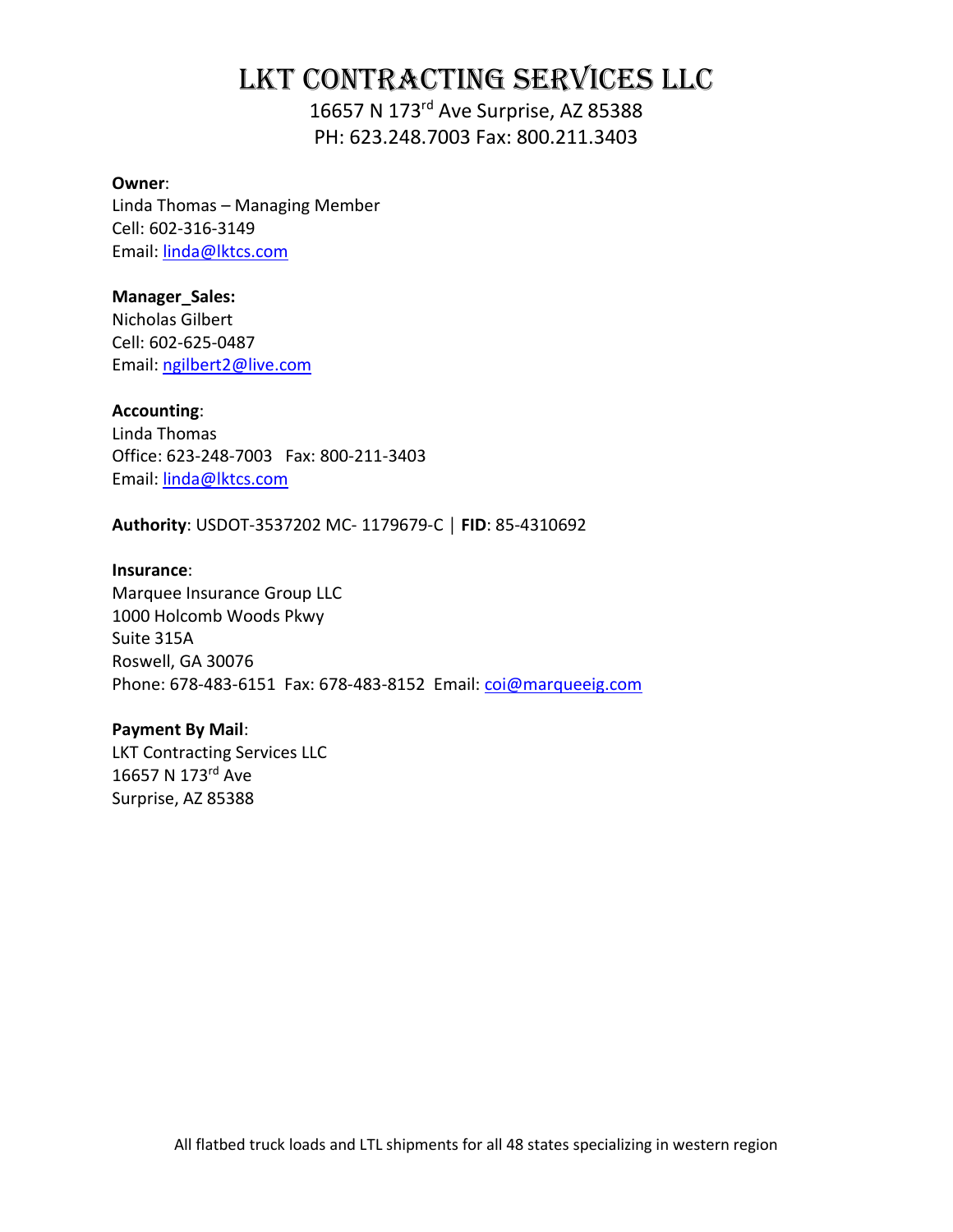# LKT CONTRACTING SERVICES LLC

16657 N 173rd Ave Surprise, AZ 85388
PH: 623.248.7003 Fax: 800.211.3403

**Owner**:
Linda Thomas – Managing Member
Cell: 602-316-3149
Email: linda@lktcs.com

**Manager_Sales:**
Nicholas Gilbert
Cell: 602-625-0487
Email: ngilbert2@live.com

**Accounting**:
Linda Thomas
Office: 623-248-7003 Fax: 800-211-3403
Email: linda@lktcs.com

**Authority**: USDOT-3537202 MC- 1179679-C | **FID**: 85-4310692

**Insurance**:
Marquee Insurance Group LLC
1000 Holcomb Woods Pkwy
Suite 315A
Roswell, GA 30076
Phone: 678-483-6151 Fax: 678-483-8152 Email: coi@marqueeig.com

**Payment By Mail**:
LKT Contracting Services LLC
16657 N 173rd Ave
Surprise, AZ 85388

All flatbed truck loads and LTL shipments for all 48 states specializing in western region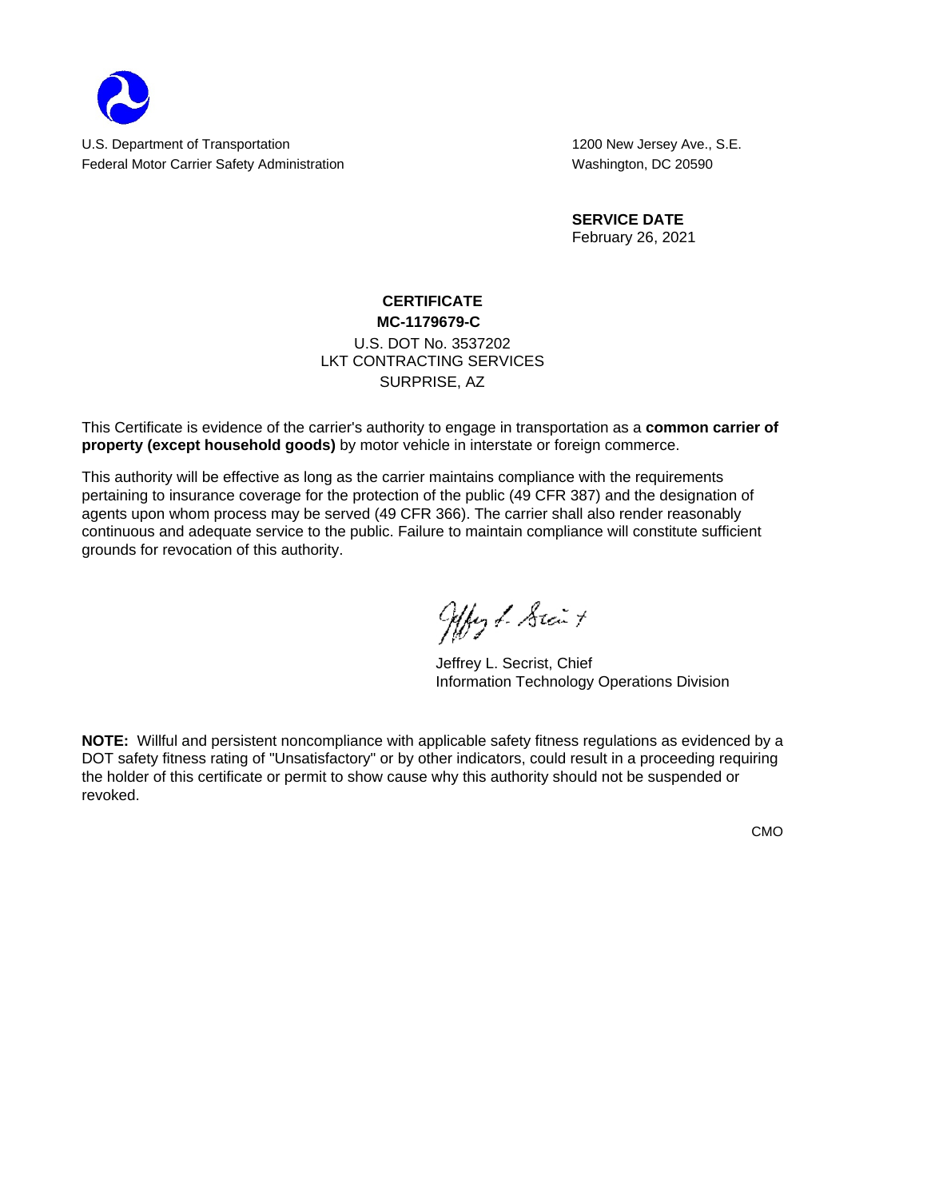U.S. Department of Transportation
Federal Motor Carrier Safety Administration

1200 New Jersey Ave., S.E.
Washington, DC 20590

**SERVICE DATE**
February 26, 2021

# CERTIFICATE

**MC-1179679-C**

U.S. DOT No. 3537202
LKT CONTRACTING SERVICES
SURPRISE, AZ

This Certificate is evidence of the carrier's authority to engage in transportation as a **common carrier of property (except household goods)** by motor vehicle in interstate or foreign commerce.

This authority will be effective as long as the carrier maintains compliance with the requirements pertaining to insurance coverage for the protection of the public (49 CFR 387) and the designation of agents upon whom process may be served (49 CFR 366). The carrier shall also render reasonably continuous and adequate service to the public. Failure to maintain compliance will constitute sufficient grounds for revocation of this authority.

Jeffrey L. Secrist, Chief
Information Technology Operations Division

**NOTE:** Willful and persistent noncompliance with applicable safety fitness regulations as evidenced by a DOT safety fitness rating of "Unsatisfactory" or by other indicators, could result in a proceeding requiring the holder of this certificate or permit to show cause why this authority should not be suspended or revoked.

CMO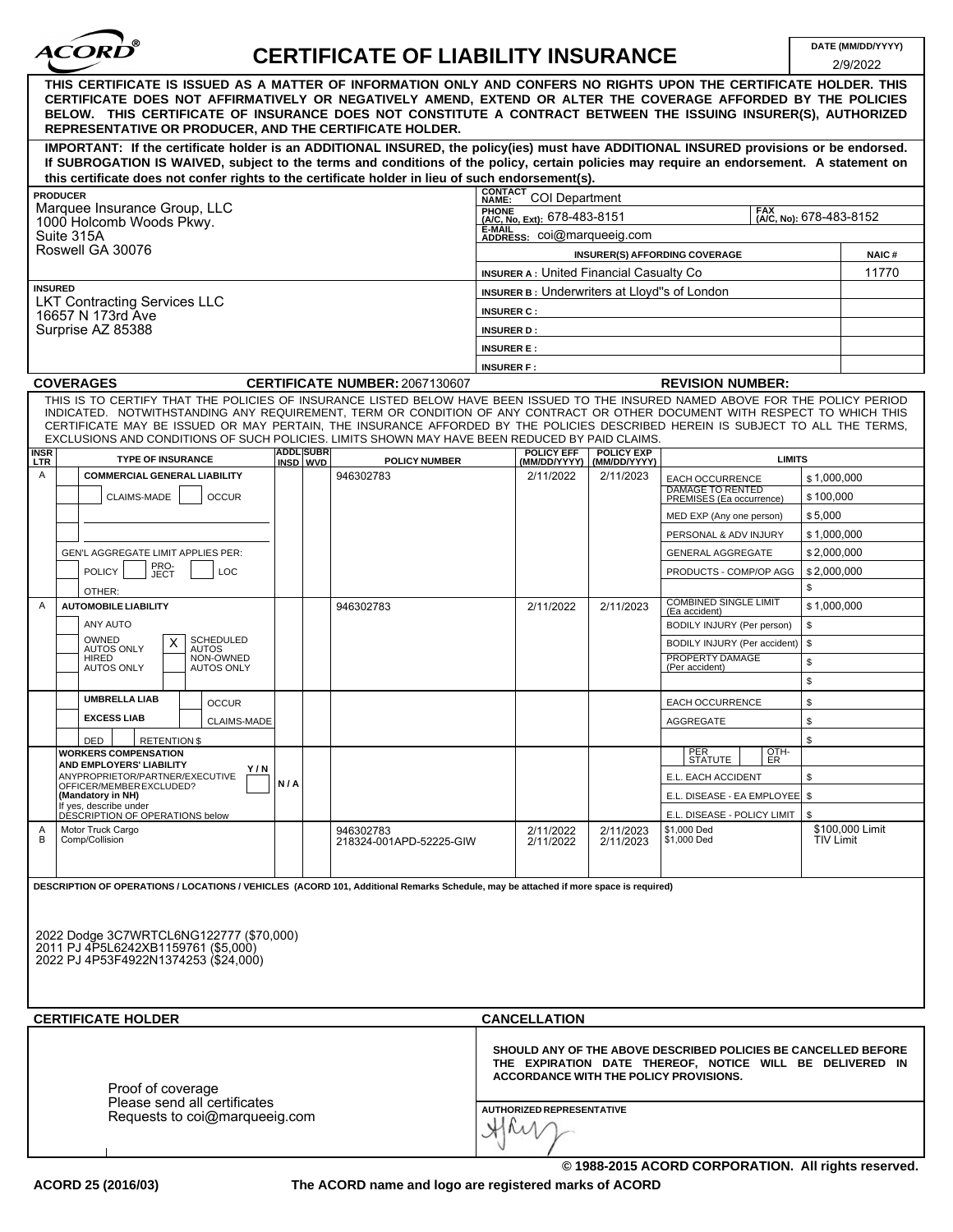# ACORD® CERTIFICATE OF LIABILITY INSURANCE

**DATE (MM/DD/YYYY):** 2/9/2022

**THIS CERTIFICATE IS ISSUED AS A MATTER OF INFORMATION ONLY AND CONFERS NO RIGHTS UPON THE CERTIFICATE HOLDER. THIS CERTIFICATE DOES NOT AFFIRMATIVELY OR NEGATIVELY AMEND, EXTEND OR ALTER THE COVERAGE AFFORDED BY THE POLICIES BELOW. THIS CERTIFICATE OF INSURANCE DOES NOT CONSTITUTE A CONTRACT BETWEEN THE ISSUING INSURER(S), AUTHORIZED REPRESENTATIVE OR PRODUCER, AND THE CERTIFICATE HOLDER.**

**IMPORTANT: If the certificate holder is an ADDITIONAL INSURED, the policy(ies) must have ADDITIONAL INSURED provisions or be endorsed. If SUBROGATION IS WAIVED, subject to the terms and conditions of the policy, certain policies may require an endorsement. A statement on this certificate does not confer rights to the certificate holder in lieu of such endorsement(s).**

**PRODUCER**
Marquee Insurance Group, LLC
1000 Holcomb Woods Pkwy.
Suite 315A
Roswell GA 30076

**CONTACT NAME:** COI Department
**PHONE (A/C, No, Ext):** 678-483-8151 **FAX (A/C, No):** 678-483-8152
**E-MAIL ADDRESS:** coi@marqueeig.com

| INSURER(S) AFFORDING COVERAGE | NAIC # |
|---|---|
| INSURER A : United Financial Casualty Co | 11770 |
| INSURER B : Underwriters at Lloyd"s of London | |
| INSURER C : | |
| INSURER D : | |
| INSURER E : | |
| INSURER F : | |

**INSURED**
LKT Contracting Services LLC
16657 N 173rd Ave
Surprise AZ 85388

## COVERAGES

**CERTIFICATE NUMBER:** 2067130607 **REVISION NUMBER:**

THIS IS TO CERTIFY THAT THE POLICIES OF INSURANCE LISTED BELOW HAVE BEEN ISSUED TO THE INSURED NAMED ABOVE FOR THE POLICY PERIOD INDICATED. NOTWITHSTANDING ANY REQUIREMENT, TERM OR CONDITION OF ANY CONTRACT OR OTHER DOCUMENT WITH RESPECT TO WHICH THIS CERTIFICATE MAY BE ISSUED OR MAY PERTAIN, THE INSURANCE AFFORDED BY THE POLICIES DESCRIBED HEREIN IS SUBJECT TO ALL THE TERMS, EXCLUSIONS AND CONDITIONS OF SUCH POLICIES. LIMITS SHOWN MAY HAVE BEEN REDUCED BY PAID CLAIMS.

| INSR LTR | TYPE OF INSURANCE | ADDL INSD | SUBR WVD | POLICY NUMBER | POLICY EFF (MM/DD/YYYY) | POLICY EXP (MM/DD/YYYY) | LIMITS | |
|---|---|---|---|---|---|---|---|---|
| A | COMMERCIAL GENERAL LIABILITY | | | 946302783 | 2/11/2022 | 2/11/2023 | EACH OCCURRENCE | $ 1,000,000 |
| | CLAIMS-MADE / OCCUR | | | | | | DAMAGE TO RENTED PREMISES (Ea occurrence) | $ 100,000 |
| | | | | | | | MED EXP (Any one person) | $ 5,000 |
| | | | | | | | PERSONAL & ADV INJURY | $ 1,000,000 |
| | GEN'L AGGREGATE LIMIT APPLIES PER: | | | | | | GENERAL AGGREGATE | $ 2,000,000 |
| | POLICY / PRO-JECT / LOC | | | | | | PRODUCTS - COMP/OP AGG | $ 2,000,000 |
| | OTHER: | | | | | | | $ |
| A | AUTOMOBILE LIABILITY | | | 946302783 | 2/11/2022 | 2/11/2023 | COMBINED SINGLE LIMIT (Ea accident) | $ 1,000,000 |
| | ANY AUTO | | | | | | BODILY INJURY (Per person) | $ |
| | OWNED AUTOS ONLY / X SCHEDULED AUTOS | | | | | | BODILY INJURY (Per accident) | $ |
| | HIRED AUTOS ONLY / NON-OWNED AUTOS ONLY | | | | | | PROPERTY DAMAGE (Per accident) | $ |
| | | | | | | | | $ |
| | UMBRELLA LIAB / OCCUR | | | | | | EACH OCCURRENCE | $ |
| | EXCESS LIAB / CLAIMS-MADE | | | | | | AGGREGATE | $ |
| | DED / RETENTION $ | | | | | | | $ |
| | WORKERS COMPENSATION AND EMPLOYERS' LIABILITY Y/N | | | | | | PER STATUTE / OTH-ER | |
| | ANYPROPRIETOR/PARTNER/EXECUTIVE OFFICER/MEMBER EXCLUDED? (Mandatory in NH) | N / A | | | | | E.L. EACH ACCIDENT | $ |
| | If yes, describe under DESCRIPTION OF OPERATIONS below | | | | | | E.L. DISEASE - EA EMPLOYEE | $ |
| | | | | | | | E.L. DISEASE - POLICY LIMIT | $ |
| A | Motor Truck Cargo | | | 946302783 | 2/11/2022 | 2/11/2023 | $1,000 Ded | $100,000 Limit |
| B | Comp/Collision | | | 218324-001APD-52225-GIW | 2/11/2022 | 2/11/2023 | $1,000 Ded | TIV Limit |

**DESCRIPTION OF OPERATIONS / LOCATIONS / VEHICLES (ACORD 101, Additional Remarks Schedule, may be attached if more space is required)**

2022 Dodge 3C7WRTCL6NG122777 ($70,000)
2011 PJ 4P5L6242XB1159761 ($5,000)
2022 PJ 4P53F4922N1374253 ($24,000)

## CERTIFICATE HOLDER

Proof of coverage
Please send all certificates
Requests to coi@marqueeig.com

## CANCELLATION

**SHOULD ANY OF THE ABOVE DESCRIBED POLICIES BE CANCELLED BEFORE THE EXPIRATION DATE THEREOF, NOTICE WILL BE DELIVERED IN ACCORDANCE WITH THE POLICY PROVISIONS.**

**AUTHORIZED REPRESENTATIVE**

© 1988-2015 ACORD CORPORATION. All rights reserved.

ACORD 25 (2016/03) The ACORD name and logo are registered marks of ACORD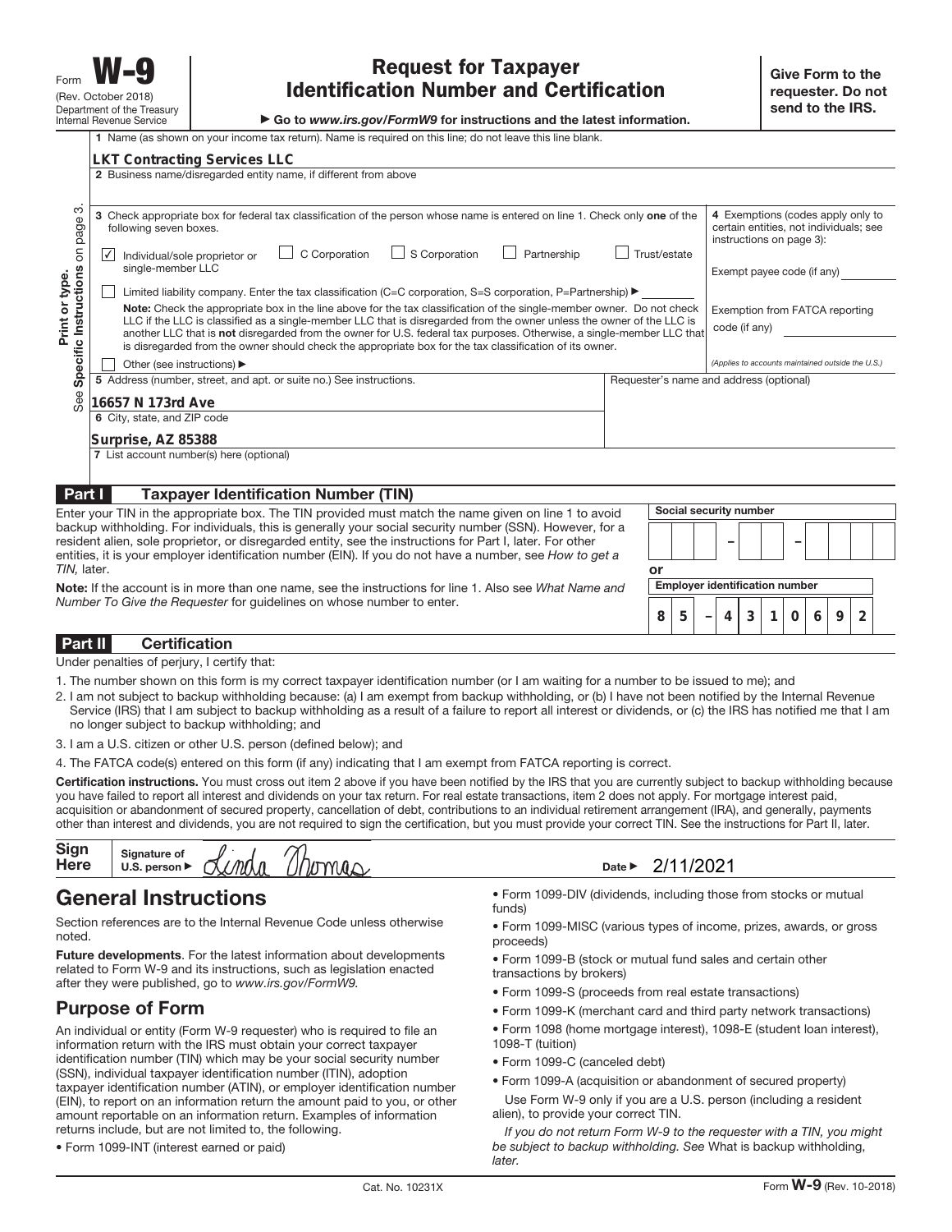Form **W-9**
(Rev. October 2018)
Department of the Treasury
Internal Revenue Service

# Request for Taxpayer Identification Number and Certification

▶ Go to *www.irs.gov/FormW9* for instructions and the latest information.

**Give Form to the requester. Do not send to the IRS.**

Print or type. See **Specific Instructions** on page 3.

**1** Name (as shown on your income tax return). Name is required on this line; do not leave this line blank.

**LKT Contracting Services LLC**

**2** Business name/disregarded entity name, if different from above

**3** Check appropriate box for federal tax classification of the person whose name is entered on line 1. Check only **one** of the following seven boxes.

- [x] Individual/sole proprietor or single-member LLC
- [ ] C Corporation
- [ ] S Corporation
- [ ] Partnership
- [ ] Trust/estate
- [ ] Limited liability company. Enter the tax classification (C=C corporation, S=S corporation, P=Partnership) ▶

**Note:** Check the appropriate box in the line above for the tax classification of the single-member owner. Do not check LLC if the LLC is classified as a single-member LLC that is disregarded from the owner unless the owner of the LLC is another LLC that is **not** disregarded from the owner for U.S. federal tax purposes. Otherwise, a single-member LLC that is disregarded from the owner should check the appropriate box for the tax classification of its owner.

- [ ] Other (see instructions) ▶

**4** Exemptions (codes apply only to certain entities, not individuals; see instructions on page 3):

Exempt payee code (if any)

Exemption from FATCA reporting code (if any)

*(Applies to accounts maintained outside the U.S.)*

**5** Address (number, street, and apt. or suite no.) See instructions.

**16657 N 173rd Ave**

Requester's name and address (optional)

**6** City, state, and ZIP code

**Surprise, AZ 85388**

**7** List account number(s) here (optional)

## Part I Taxpayer Identification Number (TIN)

Enter your TIN in the appropriate box. The TIN provided must match the name given on line 1 to avoid backup withholding. For individuals, this is generally your social security number (SSN). However, for a resident alien, sole proprietor, or disregarded entity, see the instructions for Part I, later. For other entities, it is your employer identification number (EIN). If you do not have a number, see *How to get a TIN,* later.

**Note:** If the account is in more than one name, see the instructions for line 1. Also see *What Name and Number To Give the Requester* for guidelines on whose number to enter.

**Social security number**

– –

**or**

**Employer identification number**

**85 – 4310692**

## Part II Certification

Under penalties of perjury, I certify that:

1. The number shown on this form is my correct taxpayer identification number (or I am waiting for a number to be issued to me); and
2. I am not subject to backup withholding because: (a) I am exempt from backup withholding, or (b) I have not been notified by the Internal Revenue Service (IRS) that I am subject to backup withholding as a result of a failure to report all interest or dividends, or (c) the IRS has notified me that I am no longer subject to backup withholding; and
3. I am a U.S. citizen or other U.S. person (defined below); and
4. The FATCA code(s) entered on this form (if any) indicating that I am exempt from FATCA reporting is correct.

**Certification instructions.** You must cross out item 2 above if you have been notified by the IRS that you are currently subject to backup withholding because you have failed to report all interest and dividends on your tax return. For real estate transactions, item 2 does not apply. For mortgage interest paid, acquisition or abandonment of secured property, cancellation of debt, contributions to an individual retirement arrangement (IRA), and generally, payments other than interest and dividends, you are not required to sign the certification, but you must provide your correct TIN. See the instructions for Part II, later.

**Sign Here** Signature of U.S. person ▶ Linda Thomas Date ▶ 2/11/2021

# General Instructions

Section references are to the Internal Revenue Code unless otherwise noted.

**Future developments**. For the latest information about developments related to Form W-9 and its instructions, such as legislation enacted after they were published, go to *www.irs.gov/FormW9.*

## Purpose of Form

An individual or entity (Form W-9 requester) who is required to file an information return with the IRS must obtain your correct taxpayer identification number (TIN) which may be your social security number (SSN), individual taxpayer identification number (ITIN), adoption taxpayer identification number (ATIN), or employer identification number (EIN), to report on an information return the amount paid to you, or other amount reportable on an information return. Examples of information returns include, but are not limited to, the following.

- Form 1099-INT (interest earned or paid)
- Form 1099-DIV (dividends, including those from stocks or mutual funds)
- Form 1099-MISC (various types of income, prizes, awards, or gross proceeds)
- Form 1099-B (stock or mutual fund sales and certain other transactions by brokers)
- Form 1099-S (proceeds from real estate transactions)
- Form 1099-K (merchant card and third party network transactions)
- Form 1098 (home mortgage interest), 1098-E (student loan interest), 1098-T (tuition)
- Form 1099-C (canceled debt)
- Form 1099-A (acquisition or abandonment of secured property)

Use Form W-9 only if you are a U.S. person (including a resident alien), to provide your correct TIN.

*If you do not return Form W-9 to the requester with a TIN, you might be subject to backup withholding. See* What is backup withholding, *later.*

Cat. No. 10231X Form **W-9** (Rev. 10-2018)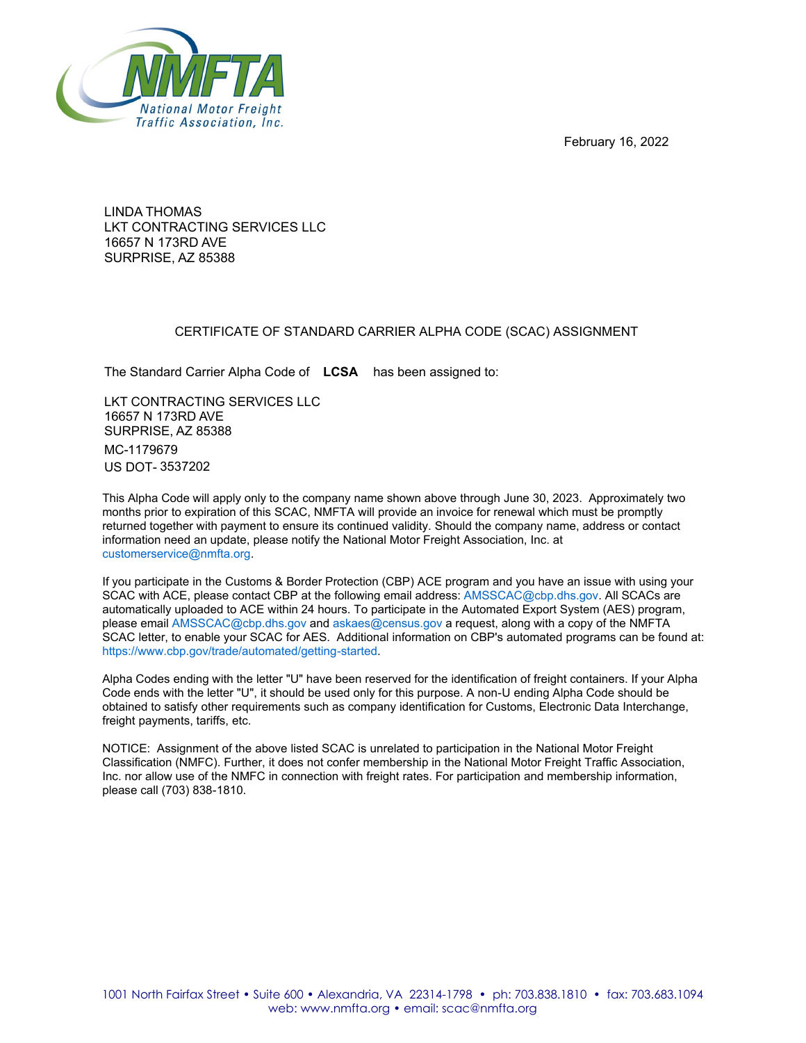NMFTA
National Motor Freight Traffic Association, Inc.

February 16, 2022

LINDA THOMAS
LKT CONTRACTING SERVICES LLC
16657 N 173RD AVE
SURPRISE, AZ 85388

## CERTIFICATE OF STANDARD CARRIER ALPHA CODE (SCAC) ASSIGNMENT

The Standard Carrier Alpha Code of **LCSA** has been assigned to:

LKT CONTRACTING SERVICES LLC
16657 N 173RD AVE
SURPRISE, AZ 85388
MC-1179679
US DOT- 3537202

This Alpha Code will apply only to the company name shown above through June 30, 2023. Approximately two months prior to expiration of this SCAC, NMFTA will provide an invoice for renewal which must be promptly returned together with payment to ensure its continued validity. Should the company name, address or contact information need an update, please notify the National Motor Freight Association, Inc. at customerservice@nmfta.org.

If you participate in the Customs & Border Protection (CBP) ACE program and you have an issue with using your SCAC with ACE, please contact CBP at the following email address: AMSSCAC@cbp.dhs.gov. All SCACs are automatically uploaded to ACE within 24 hours. To participate in the Automated Export System (AES) program, please email AMSSCAC@cbp.dhs.gov and askaes@census.gov a request, along with a copy of the NMFTA SCAC letter, to enable your SCAC for AES. Additional information on CBP's automated programs can be found at: https://www.cbp.gov/trade/automated/getting-started.

Alpha Codes ending with the letter "U" have been reserved for the identification of freight containers. If your Alpha Code ends with the letter "U", it should be used only for this purpose. A non-U ending Alpha Code should be obtained to satisfy other requirements such as company identification for Customs, Electronic Data Interchange, freight payments, tariffs, etc.

NOTICE: Assignment of the above listed SCAC is unrelated to participation in the National Motor Freight Classification (NMFC). Further, it does not confer membership in the National Motor Freight Traffic Association, Inc. nor allow use of the NMFC in connection with freight rates. For participation and membership information, please call (703) 838-1810.

1001 North Fairfax Street • Suite 600 • Alexandria, VA 22314-1798 • ph: 703.838.1810 • fax: 703.683.1094
web: www.nmfta.org • email: scac@nmfta.org